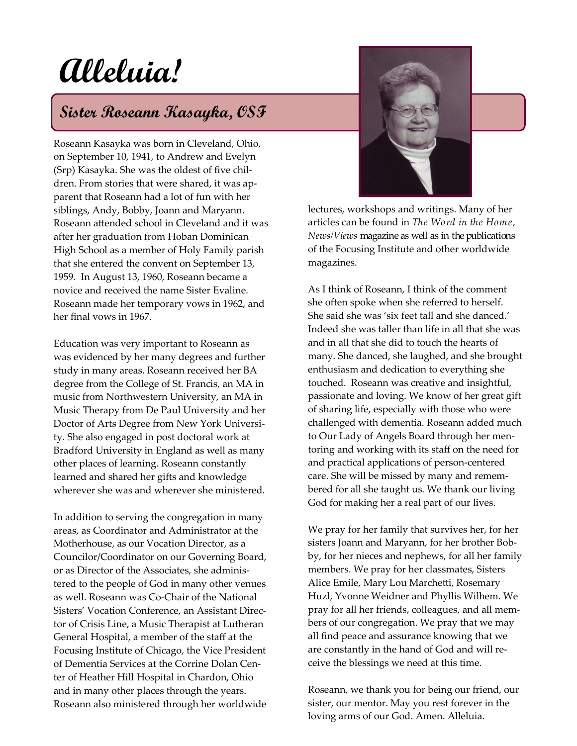# Alleluia!

## Sister Roseann Kasayka, OSF

Roseann Kasayka was born in Cleveland, Ohio, on September 10, 1941, to Andrew and Evelyn (Srp) Kasayka. She was the oldest of five children. From stories that were shared, it was apparent that Roseann had a lot of fun with her siblings, Andy, Bobby, Joann and Maryann. Roseann attended school in Cleveland and it was after her graduation from Hoban Dominican High School as a member of Holy Family parish that she entered the convent on September 13, 1959. In August 13, 1960, Roseann became a novice and received the name Sister Evaline. Roseann made her temporary vows in 1962, and her final vows in 1967.

Education was very important to Roseann as was evidenced by her many degrees and further study in many areas. Roseann received her BA degree from the College of St. Francis, an MA in music from Northwestern University, an MA in Music Therapy from De Paul University and her Doctor of Arts Degree from New York University. She also engaged in post doctoral work at Bradford University in England as well as many other places of learning. Roseann constantly learned and shared her gifts and knowledge wherever she was and wherever she ministered.

In addition to serving the congregation in many areas, as Coordinator and Administrator at the Motherhouse, as our Vocation Director, as a Councilor/Coordinator on our Governing Board, or as Director of the Associates, she administered to the people of God in many other venues as well. Roseann was Co-Chair of the National Sisters' Vocation Conference, an Assistant Director of Crisis Line, a Music Therapist at Lutheran General Hospital, a member of the staff at the Focusing Institute of Chicago, the Vice President of Dementia Services at the Corrine Dolan Center of Heather Hill Hospital in Chardon, Ohio and in many other places through the years. Roseann also ministered through her worldwide lectures, workshops and writings. Many of her articles can be found in *The Word in the Home, News/Views* magazine as well as in the publications of the Focusing Institute and other worldwide magazines.

As I think of Roseann, I think of the comment she often spoke when she referred to herself. She said she was 'six feet tall and she danced.' Indeed she was taller than life in all that she was and in all that she did to touch the hearts of many. She danced, she laughed, and she brought enthusiasm and dedication to everything she touched. Roseann was creative and insightful, passionate and loving. We know of her great gift of sharing life, especially with those who were challenged with dementia. Roseann added much to Our Lady of Angels Board through her mentoring and working with its staff on the need for and practical applications of person-centered care. She will be missed by many and remembered for all she taught us. We thank our living God for making her a real part of our lives.

We pray for her family that survives her, for her sisters Joann and Maryann, for her brother Bobby, for her nieces and nephews, for all her family members. We pray for her classmates, Sisters Alice Emile, Mary Lou Marchetti, Rosemary Huzl, Yvonne Weidner and Phyllis Wilhem. We pray for all her friends, colleagues, and all members of our congregation. We pray that we may all find peace and assurance knowing that we are constantly in the hand of God and will receive the blessings we need at this time.

Roseann, we thank you for being our friend, our sister, our mentor. May you rest forever in the loving arms of our God. Amen. Alleluia.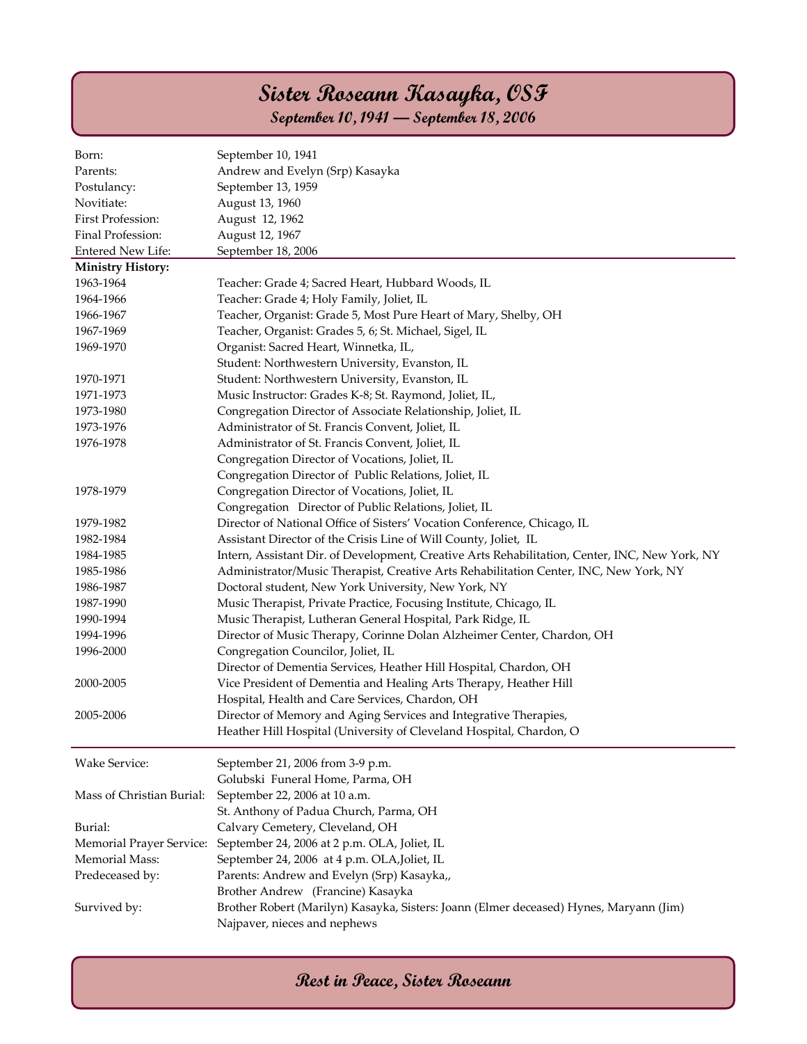# Sister Roseann Kasayka, OSF

### September 10, 1941 — September 18, 2006

| | |
|---|---|
| Born: | September 10, 1941 |
| Parents: | Andrew and Evelyn (Srp) Kasayka |
| Postulancy: | September 13, 1959 |
| Novitiate: | August 13, 1960 |
| First Profession: | August 12, 1962 |
| Final Profession: | August 12, 1967 |
| Entered New Life: | September 18, 2006 |

**Ministry History:**

| | |
|---|---|
| 1963-1964 | Teacher: Grade 4; Sacred Heart, Hubbard Woods, IL |
| 1964-1966 | Teacher: Grade 4; Holy Family, Joliet, IL |
| 1966-1967 | Teacher, Organist: Grade 5, Most Pure Heart of Mary, Shelby, OH |
| 1967-1969 | Teacher, Organist: Grades 5, 6; St. Michael, Sigel, IL |
| 1969-1970 | Organist: Sacred Heart, Winnetka, IL, |
| | Student: Northwestern University, Evanston, IL |
| 1970-1971 | Student: Northwestern University, Evanston, IL |
| 1971-1973 | Music Instructor: Grades K-8; St. Raymond, Joliet, IL, |
| 1973-1980 | Congregation Director of Associate Relationship, Joliet, IL |
| 1973-1976 | Administrator of St. Francis Convent, Joliet, IL |
| 1976-1978 | Administrator of St. Francis Convent, Joliet, IL |
| | Congregation Director of Vocations, Joliet, IL |
| | Congregation Director of Public Relations, Joliet, IL |
| 1978-1979 | Congregation Director of Vocations, Joliet, IL |
| | Congregation Director of Public Relations, Joliet, IL |
| 1979-1982 | Director of National Office of Sisters' Vocation Conference, Chicago, IL |
| 1982-1984 | Assistant Director of the Crisis Line of Will County, Joliet, IL |
| 1984-1985 | Intern, Assistant Dir. of Development, Creative Arts Rehabilitation, Center, INC, New York, NY |
| 1985-1986 | Administrator/Music Therapist, Creative Arts Rehabilitation Center, INC, New York, NY |
| 1986-1987 | Doctoral student, New York University, New York, NY |
| 1987-1990 | Music Therapist, Private Practice, Focusing Institute, Chicago, IL |
| 1990-1994 | Music Therapist, Lutheran General Hospital, Park Ridge, IL |
| 1994-1996 | Director of Music Therapy, Corinne Dolan Alzheimer Center, Chardon, OH |
| 1996-2000 | Congregation Councilor, Joliet, IL |
| | Director of Dementia Services, Heather Hill Hospital, Chardon, OH |
| 2000-2005 | Vice President of Dementia and Healing Arts Therapy, Heather Hill Hospital, Health and Care Services, Chardon, OH |
| 2005-2006 | Director of Memory and Aging Services and Integrative Therapies, Heather Hill Hospital (University of Cleveland Hospital, Chardon, O |

| | |
|---|---|
| Wake Service: | September 21, 2006 from 3-9 p.m. |
| | Golubski Funeral Home, Parma, OH |
| Mass of Christian Burial: | September 22, 2006 at 10 a.m. |
| | St. Anthony of Padua Church, Parma, OH |
| Burial: | Calvary Cemetery, Cleveland, OH |
| Memorial Prayer Service: | September 24, 2006 at 2 p.m. OLA, Joliet, IL |
| Memorial Mass: | September 24, 2006 at 4 p.m. OLA,Joliet, IL |
| Predeceased by: | Parents: Andrew and Evelyn (Srp) Kasayka,, |
| | Brother Andrew (Francine) Kasayka |
| Survived by: | Brother Robert (Marilyn) Kasayka, Sisters: Joann (Elmer deceased) Hynes, Maryann (Jim) Najpaver, nieces and nephews |

**Rest in Peace, Sister Roseann**